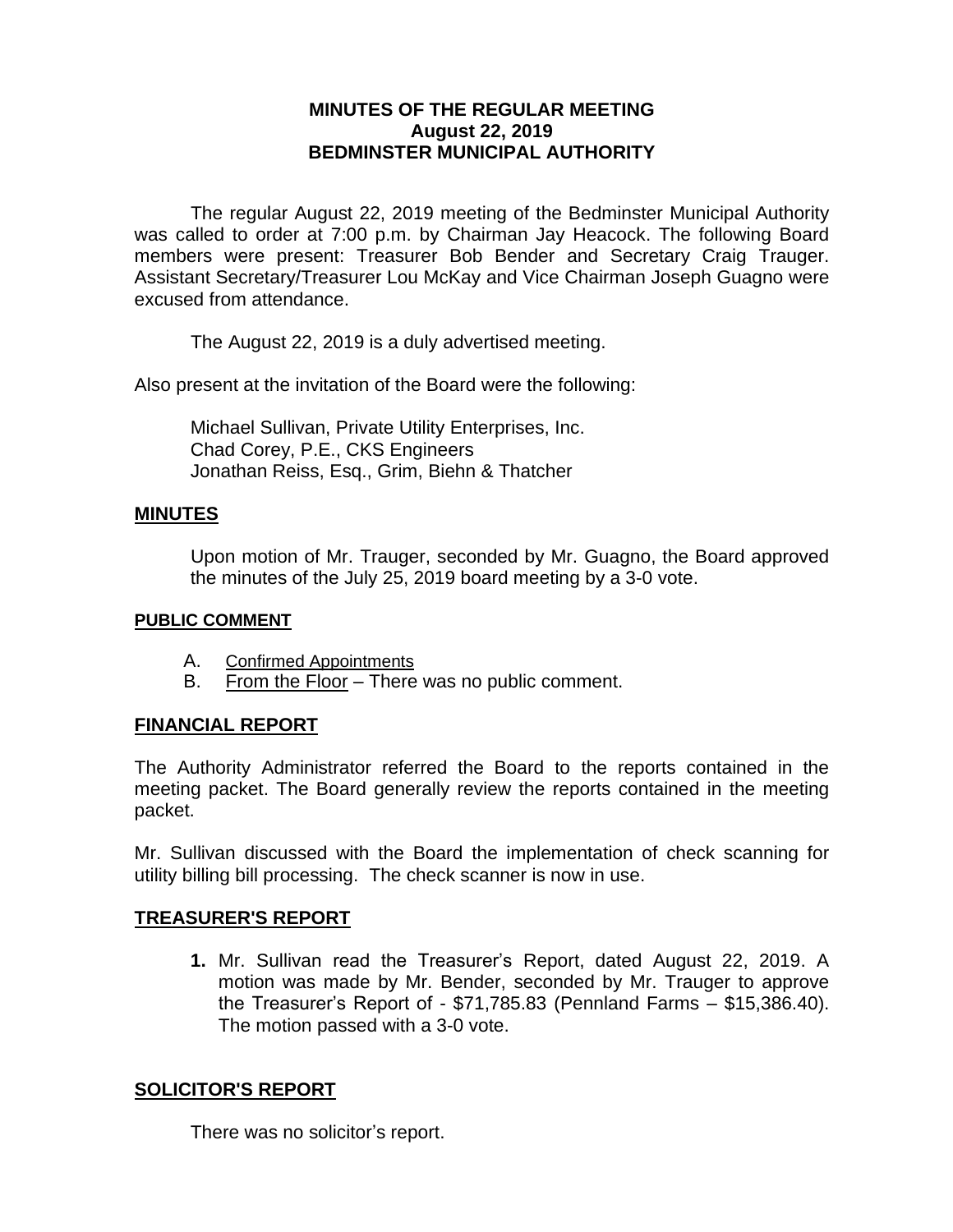# MINUTES OF THE REGULAR MEETING
## August 22, 2019
## BEDMINSTER MUNICIPAL AUTHORITY

The regular August 22, 2019 meeting of the Bedminster Municipal Authority was called to order at 7:00 p.m. by Chairman Jay Heacock. The following Board members were present: Treasurer Bob Bender and Secretary Craig Trauger. Assistant Secretary/Treasurer Lou McKay and Vice Chairman Joseph Guagno were excused from attendance.

The August 22, 2019 is a duly advertised meeting.

Also present at the invitation of the Board were the following:

Michael Sullivan, Private Utility Enterprises, Inc.
Chad Corey, P.E., CKS Engineers
Jonathan Reiss, Esq., Grim, Biehn & Thatcher

## MINUTES

Upon motion of Mr. Trauger, seconded by Mr. Guagno, the Board approved the minutes of the July 25, 2019 board meeting by a 3-0 vote.

### PUBLIC COMMENT

A. Confirmed Appointments
B. From the Floor – There was no public comment.

## FINANCIAL REPORT

The Authority Administrator referred the Board to the reports contained in the meeting packet. The Board generally review the reports contained in the meeting packet.

Mr. Sullivan discussed with the Board the implementation of check scanning for utility billing bill processing. The check scanner is now in use.

## TREASURER'S REPORT

1. Mr. Sullivan read the Treasurer's Report, dated August 22, 2019. A motion was made by Mr. Bender, seconded by Mr. Trauger to approve the Treasurer's Report of - $71,785.83 (Pennland Farms – $15,386.40). The motion passed with a 3-0 vote.

## SOLICITOR'S REPORT

There was no solicitor's report.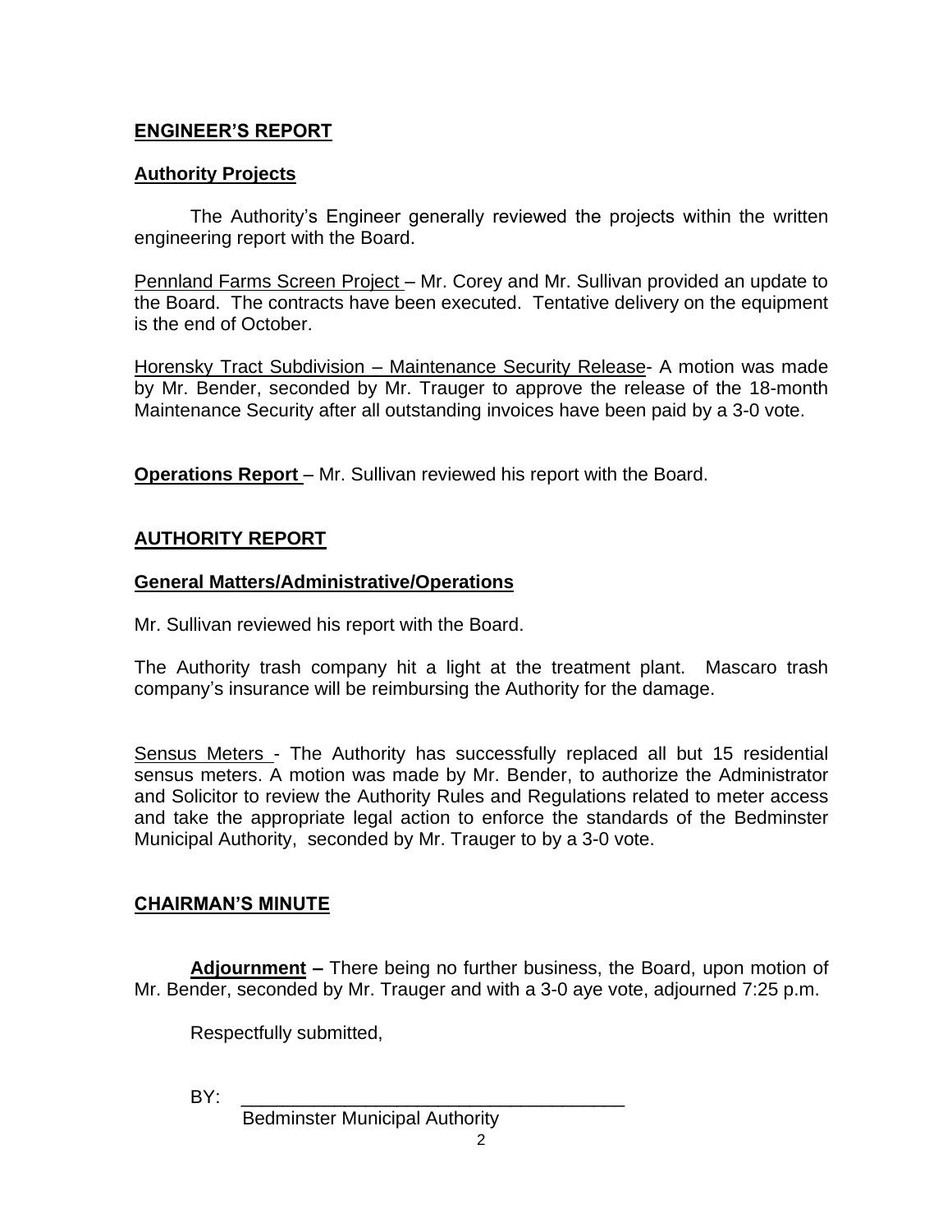## ENGINEER'S REPORT

### Authority Projects

The Authority's Engineer generally reviewed the projects within the written engineering report with the Board.

Pennland Farms Screen Project – Mr. Corey and Mr. Sullivan provided an update to the Board. The contracts have been executed. Tentative delivery on the equipment is the end of October.

Horensky Tract Subdivision – Maintenance Security Release- A motion was made by Mr. Bender, seconded by Mr. Trauger to approve the release of the 18-month Maintenance Security after all outstanding invoices have been paid by a 3-0 vote.

**Operations Report** – Mr. Sullivan reviewed his report with the Board.

## AUTHORITY REPORT

### General Matters/Administrative/Operations

Mr. Sullivan reviewed his report with the Board.

The Authority trash company hit a light at the treatment plant. Mascaro trash company's insurance will be reimbursing the Authority for the damage.

Sensus Meters - The Authority has successfully replaced all but 15 residential sensus meters. A motion was made by Mr. Bender, to authorize the Administrator and Solicitor to review the Authority Rules and Regulations related to meter access and take the appropriate legal action to enforce the standards of the Bedminster Municipal Authority, seconded by Mr. Trauger to by a 3-0 vote.

## CHAIRMAN'S MINUTE

**Adjournment –** There being no further business, the Board, upon motion of Mr. Bender, seconded by Mr. Trauger and with a 3-0 aye vote, adjourned 7:25 p.m.

Respectfully submitted,

BY: ______________________________________
Bedminster Municipal Authority